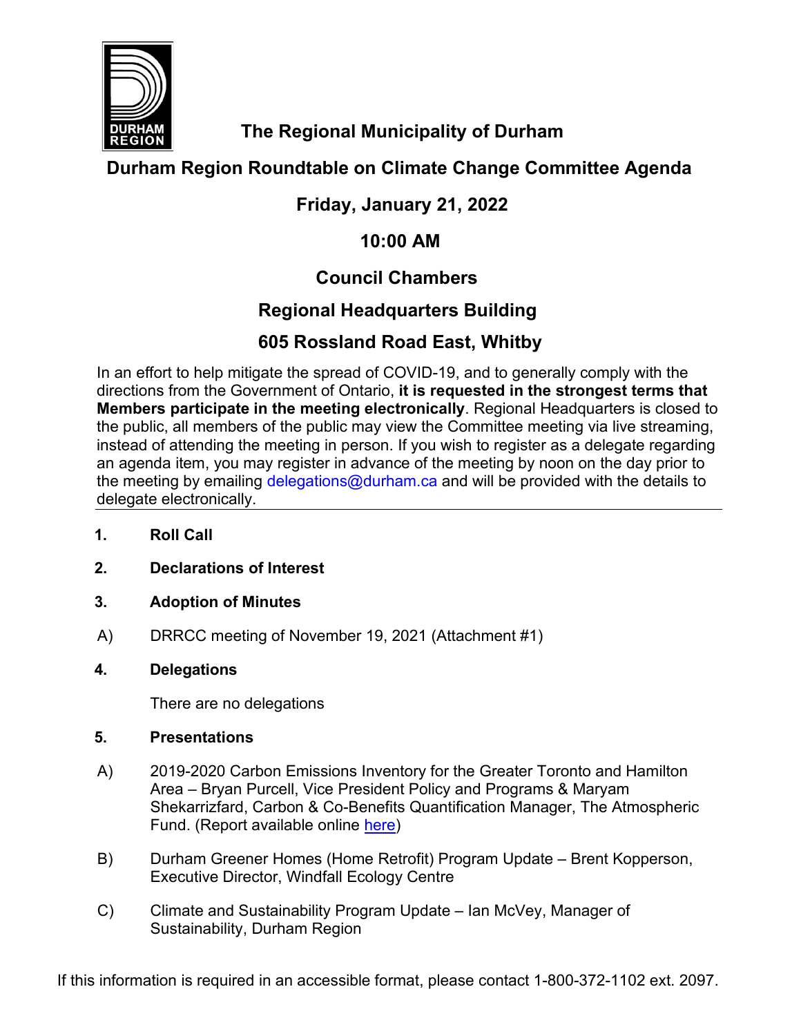# The Regional Municipality of Durham

## Durham Region Roundtable on Climate Change Committee Agenda

## Friday, January 21, 2022

## 10:00 AM

## Council Chambers

## Regional Headquarters Building

## 605 Rossland Road East, Whitby

In an effort to help mitigate the spread of COVID-19, and to generally comply with the directions from the Government of Ontario, **it is requested in the strongest terms that Members participate in the meeting electronically**. Regional Headquarters is closed to the public, all members of the public may view the Committee meeting via live streaming, instead of attending the meeting in person. If you wish to register as a delegate regarding an agenda item, you may register in advance of the meeting by noon on the day prior to the meeting by emailing delegations@durham.ca and will be provided with the details to delegate electronically.

---

**1. Roll Call**

**2. Declarations of Interest**

**3. Adoption of Minutes**

A) DRRCC meeting of November 19, 2021 (Attachment #1)

**4. Delegations**

There are no delegations

**5. Presentations**

A) 2019-2020 Carbon Emissions Inventory for the Greater Toronto and Hamilton Area – Bryan Purcell, Vice President Policy and Programs & Maryam Shekarrizfard, Carbon & Co-Benefits Quantification Manager, The Atmospheric Fund. (Report available online here)

B) Durham Greener Homes (Home Retrofit) Program Update – Brent Kopperson, Executive Director, Windfall Ecology Centre

C) Climate and Sustainability Program Update – Ian McVey, Manager of Sustainability, Durham Region

If this information is required in an accessible format, please contact 1-800-372-1102 ext. 2097.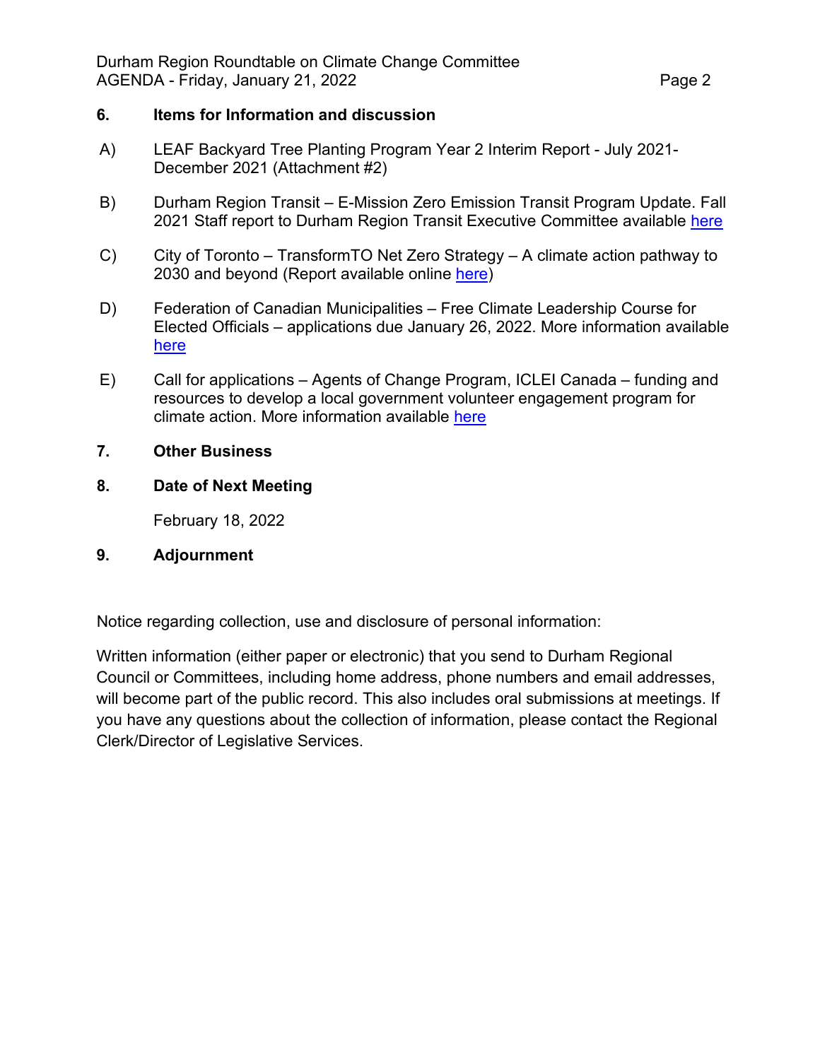## 6. Items for Information and discussion

A) LEAF Backyard Tree Planting Program Year 2 Interim Report - July 2021-December 2021 (Attachment #2)

B) Durham Region Transit – E-Mission Zero Emission Transit Program Update. Fall 2021 Staff report to Durham Region Transit Executive Committee available here

C) City of Toronto – TransformTO Net Zero Strategy – A climate action pathway to 2030 and beyond (Report available online here)

D) Federation of Canadian Municipalities – Free Climate Leadership Course for Elected Officials – applications due January 26, 2022. More information available here

E) Call for applications – Agents of Change Program, ICLEI Canada – funding and resources to develop a local government volunteer engagement program for climate action. More information available here

## 7. Other Business

## 8. Date of Next Meeting

February 18, 2022

## 9. Adjournment

Notice regarding collection, use and disclosure of personal information:

Written information (either paper or electronic) that you send to Durham Regional Council or Committees, including home address, phone numbers and email addresses, will become part of the public record. This also includes oral submissions at meetings. If you have any questions about the collection of information, please contact the Regional Clerk/Director of Legislative Services.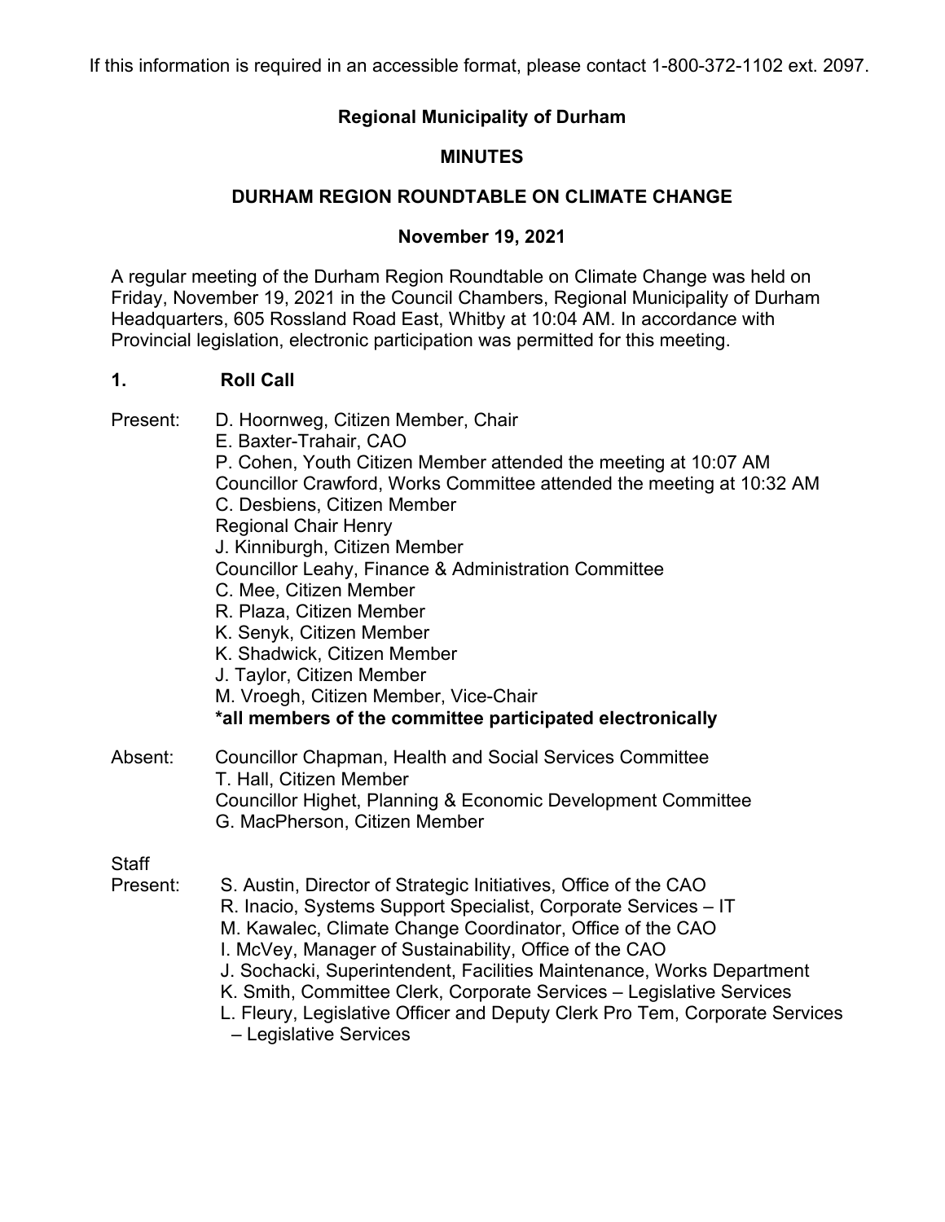If this information is required in an accessible format, please contact 1-800-372-1102 ext. 2097.

**Regional Municipality of Durham**

**MINUTES**

**DURHAM REGION ROUNDTABLE ON CLIMATE CHANGE**

**November 19, 2021**

A regular meeting of the Durham Region Roundtable on Climate Change was held on Friday, November 19, 2021 in the Council Chambers, Regional Municipality of Durham Headquarters, 605 Rossland Road East, Whitby at 10:04 AM. In accordance with Provincial legislation, electronic participation was permitted for this meeting.

## 1. Roll Call

Present:
D. Hoornweg, Citizen Member, Chair
E. Baxter-Trahair, CAO
P. Cohen, Youth Citizen Member attended the meeting at 10:07 AM
Councillor Crawford, Works Committee attended the meeting at 10:32 AM
C. Desbiens, Citizen Member
Regional Chair Henry
J. Kinniburgh, Citizen Member
Councillor Leahy, Finance & Administration Committee
C. Mee, Citizen Member
R. Plaza, Citizen Member
K. Senyk, Citizen Member
K. Shadwick, Citizen Member
J. Taylor, Citizen Member
M. Vroegh, Citizen Member, Vice-Chair
**\*all members of the committee participated electronically**

Absent:
Councillor Chapman, Health and Social Services Committee
T. Hall, Citizen Member
Councillor Highet, Planning & Economic Development Committee
G. MacPherson, Citizen Member

Staff Present:
S. Austin, Director of Strategic Initiatives, Office of the CAO
R. Inacio, Systems Support Specialist, Corporate Services – IT
M. Kawalec, Climate Change Coordinator, Office of the CAO
I. McVey, Manager of Sustainability, Office of the CAO
J. Sochacki, Superintendent, Facilities Maintenance, Works Department
K. Smith, Committee Clerk, Corporate Services – Legislative Services
L. Fleury, Legislative Officer and Deputy Clerk Pro Tem, Corporate Services – Legislative Services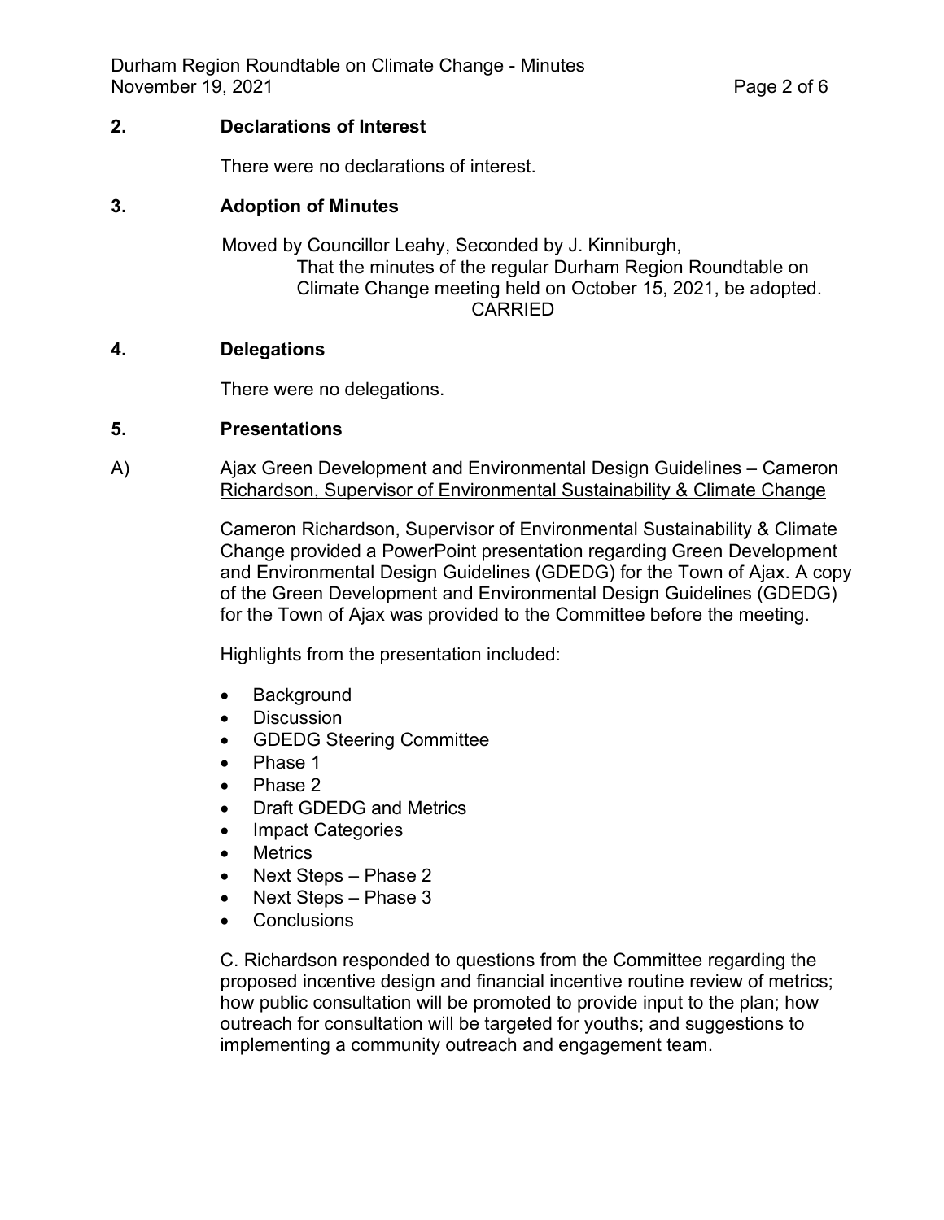## 2. Declarations of Interest

There were no declarations of interest.

## 3. Adoption of Minutes

Moved by Councillor Leahy, Seconded by J. Kinniburgh,
That the minutes of the regular Durham Region Roundtable on Climate Change meeting held on October 15, 2021, be adopted.
CARRIED

## 4. Delegations

There were no delegations.

## 5. Presentations

### A) Ajax Green Development and Environmental Design Guidelines – Cameron Richardson, Supervisor of Environmental Sustainability & Climate Change

Cameron Richardson, Supervisor of Environmental Sustainability & Climate Change provided a PowerPoint presentation regarding Green Development and Environmental Design Guidelines (GDEDG) for the Town of Ajax. A copy of the Green Development and Environmental Design Guidelines (GDEDG) for the Town of Ajax was provided to the Committee before the meeting.

Highlights from the presentation included:

- Background
- Discussion
- GDEDG Steering Committee
- Phase 1
- Phase 2
- Draft GDEDG and Metrics
- Impact Categories
- Metrics
- Next Steps – Phase 2
- Next Steps – Phase 3
- Conclusions

C. Richardson responded to questions from the Committee regarding the proposed incentive design and financial incentive routine review of metrics; how public consultation will be promoted to provide input to the plan; how outreach for consultation will be targeted for youths; and suggestions to implementing a community outreach and engagement team.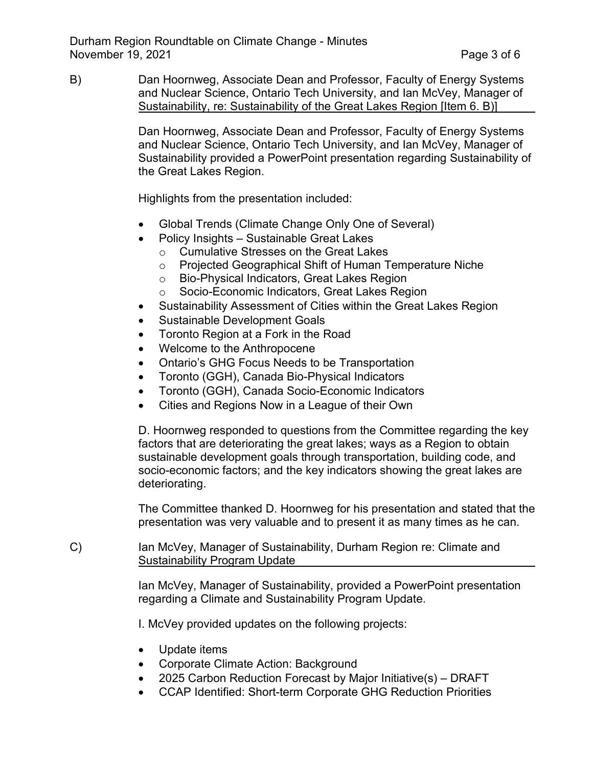B) Dan Hoornweg, Associate Dean and Professor, Faculty of Energy Systems and Nuclear Science, Ontario Tech University, and Ian McVey, Manager of Sustainability, re: Sustainability of the Great Lakes Region [Item 6. B)]

Dan Hoornweg, Associate Dean and Professor, Faculty of Energy Systems and Nuclear Science, Ontario Tech University, and Ian McVey, Manager of Sustainability provided a PowerPoint presentation regarding Sustainability of the Great Lakes Region.

Highlights from the presentation included:

- Global Trends (Climate Change Only One of Several)
- Policy Insights – Sustainable Great Lakes
  - Cumulative Stresses on the Great Lakes
  - Projected Geographical Shift of Human Temperature Niche
  - Bio-Physical Indicators, Great Lakes Region
  - Socio-Economic Indicators, Great Lakes Region
- Sustainability Assessment of Cities within the Great Lakes Region
- Sustainable Development Goals
- Toronto Region at a Fork in the Road
- Welcome to the Anthropocene
- Ontario's GHG Focus Needs to be Transportation
- Toronto (GGH), Canada Bio-Physical Indicators
- Toronto (GGH), Canada Socio-Economic Indicators
- Cities and Regions Now in a League of their Own

D. Hoornweg responded to questions from the Committee regarding the key factors that are deteriorating the great lakes; ways as a Region to obtain sustainable development goals through transportation, building code, and socio-economic factors; and the key indicators showing the great lakes are deteriorating.

The Committee thanked D. Hoornweg for his presentation and stated that the presentation was very valuable and to present it as many times as he can.

C) Ian McVey, Manager of Sustainability, Durham Region re: Climate and Sustainability Program Update

Ian McVey, Manager of Sustainability, provided a PowerPoint presentation regarding a Climate and Sustainability Program Update.

I. McVey provided updates on the following projects:

- Update items
- Corporate Climate Action: Background
- 2025 Carbon Reduction Forecast by Major Initiative(s) – DRAFT
- CCAP Identified: Short-term Corporate GHG Reduction Priorities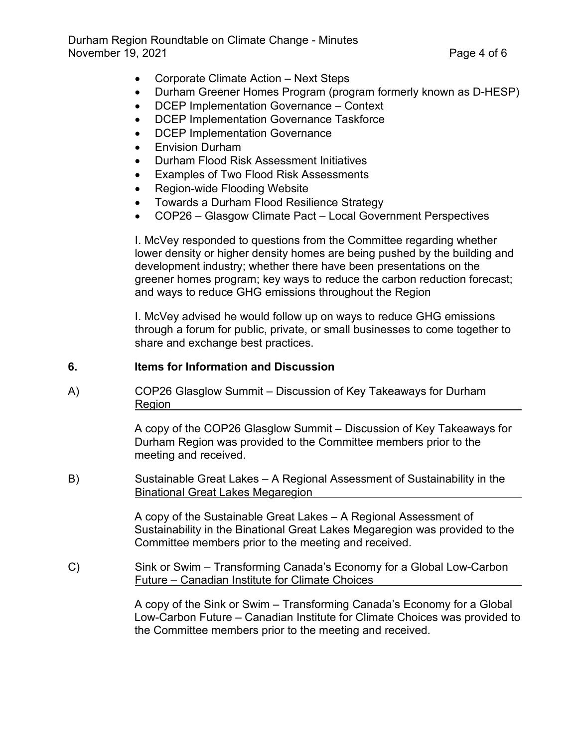- Corporate Climate Action – Next Steps
- Durham Greener Homes Program (program formerly known as D-HESP)
- DCEP Implementation Governance – Context
- DCEP Implementation Governance Taskforce
- DCEP Implementation Governance
- Envision Durham
- Durham Flood Risk Assessment Initiatives
- Examples of Two Flood Risk Assessments
- Region-wide Flooding Website
- Towards a Durham Flood Resilience Strategy
- COP26 – Glasgow Climate Pact – Local Government Perspectives

I. McVey responded to questions from the Committee regarding whether lower density or higher density homes are being pushed by the building and development industry; whether there have been presentations on the greener homes program; key ways to reduce the carbon reduction forecast; and ways to reduce GHG emissions throughout the Region

I. McVey advised he would follow up on ways to reduce GHG emissions through a forum for public, private, or small businesses to come together to share and exchange best practices.

## 6. Items for Information and Discussion

### A) COP26 Glasgow Summit – Discussion of Key Takeaways for Durham Region

A copy of the COP26 Glasgow Summit – Discussion of Key Takeaways for Durham Region was provided to the Committee members prior to the meeting and received.

### B) Sustainable Great Lakes – A Regional Assessment of Sustainability in the Binational Great Lakes Megaregion

A copy of the Sustainable Great Lakes – A Regional Assessment of Sustainability in the Binational Great Lakes Megaregion was provided to the Committee members prior to the meeting and received.

### C) Sink or Swim – Transforming Canada's Economy for a Global Low-Carbon Future – Canadian Institute for Climate Choices

A copy of the Sink or Swim – Transforming Canada's Economy for a Global Low-Carbon Future – Canadian Institute for Climate Choices was provided to the Committee members prior to the meeting and received.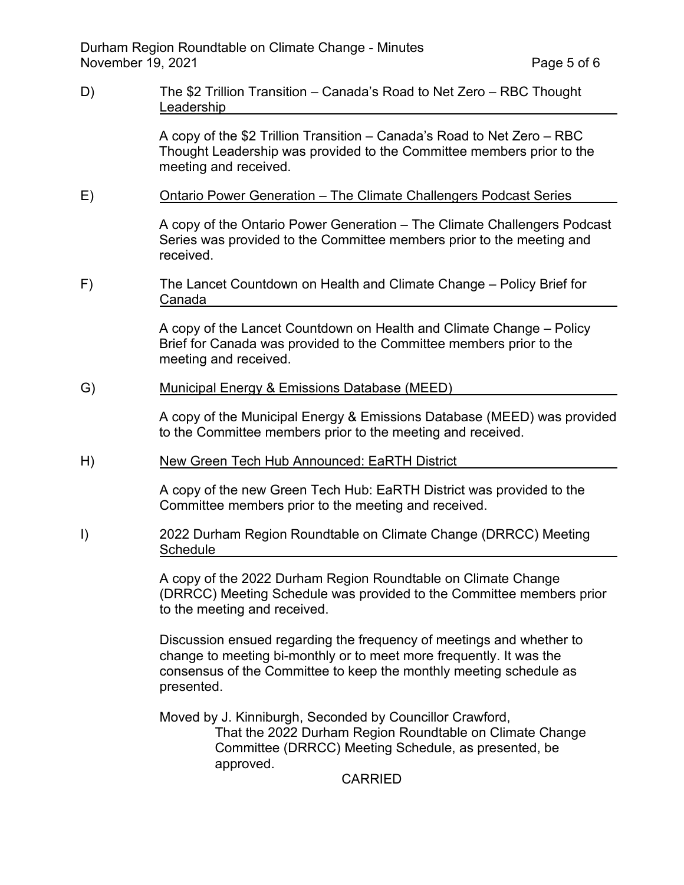D) The $2 Trillion Transition – Canada's Road to Net Zero – RBC Thought Leadership

A copy of the $2 Trillion Transition – Canada's Road to Net Zero – RBC Thought Leadership was provided to the Committee members prior to the meeting and received.

E) Ontario Power Generation – The Climate Challengers Podcast Series

A copy of the Ontario Power Generation – The Climate Challengers Podcast Series was provided to the Committee members prior to the meeting and received.

F) The Lancet Countdown on Health and Climate Change – Policy Brief for Canada

A copy of the Lancet Countdown on Health and Climate Change – Policy Brief for Canada was provided to the Committee members prior to the meeting and received.

G) Municipal Energy & Emissions Database (MEED)

A copy of the Municipal Energy & Emissions Database (MEED) was provided to the Committee members prior to the meeting and received.

H) New Green Tech Hub Announced: EaRTH District

A copy of the new Green Tech Hub: EaRTH District was provided to the Committee members prior to the meeting and received.

I) 2022 Durham Region Roundtable on Climate Change (DRRCC) Meeting Schedule

A copy of the 2022 Durham Region Roundtable on Climate Change (DRRCC) Meeting Schedule was provided to the Committee members prior to the meeting and received.

Discussion ensued regarding the frequency of meetings and whether to change to meeting bi-monthly or to meet more frequently. It was the consensus of the Committee to keep the monthly meeting schedule as presented.

Moved by J. Kinniburgh, Seconded by Councillor Crawford,

That the 2022 Durham Region Roundtable on Climate Change Committee (DRRCC) Meeting Schedule, as presented, be approved.

CARRIED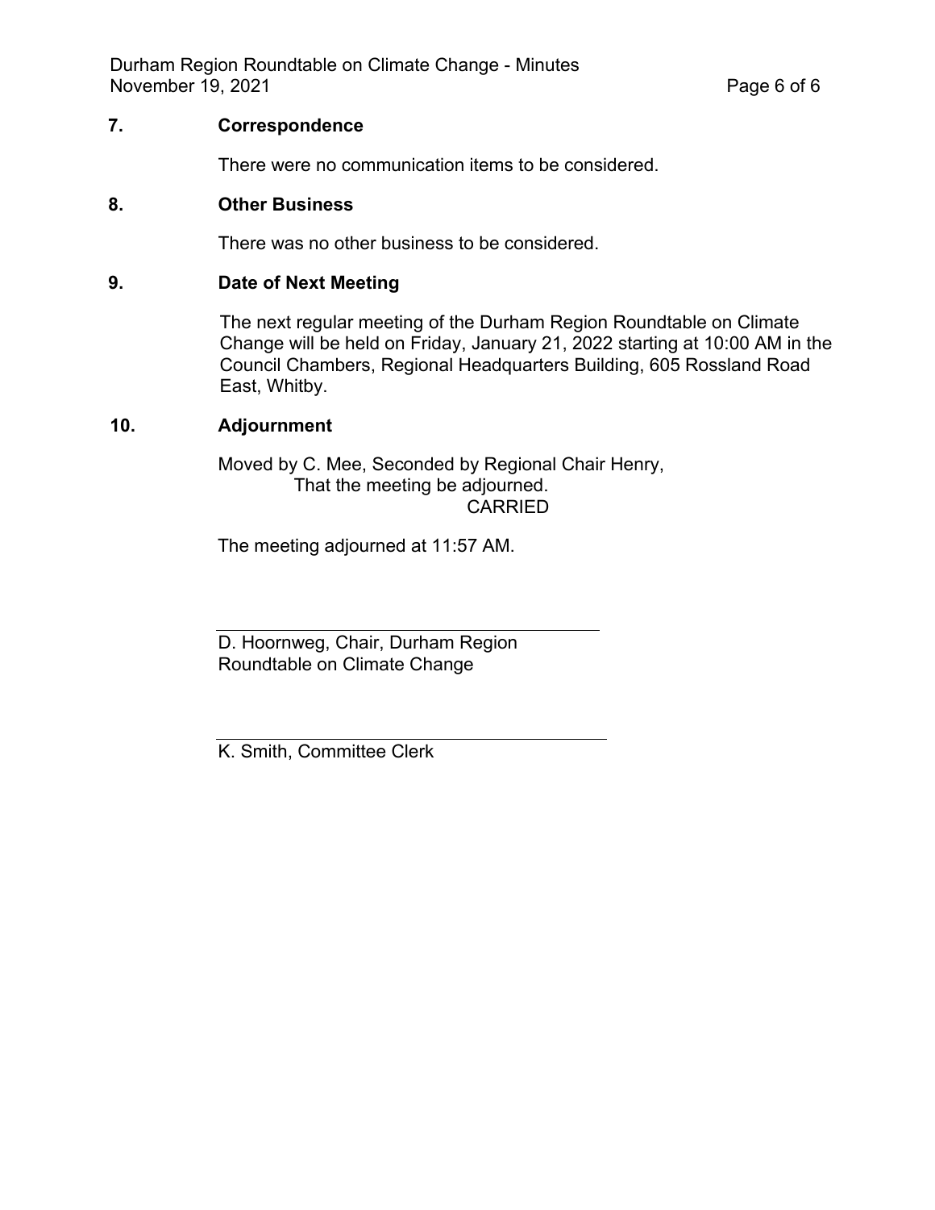## 7. Correspondence

There were no communication items to be considered.

## 8. Other Business

There was no other business to be considered.

## 9. Date of Next Meeting

The next regular meeting of the Durham Region Roundtable on Climate Change will be held on Friday, January 21, 2022 starting at 10:00 AM in the Council Chambers, Regional Headquarters Building, 605 Rossland Road East, Whitby.

## 10. Adjournment

Moved by C. Mee, Seconded by Regional Chair Henry,
That the meeting be adjourned.
CARRIED

The meeting adjourned at 11:57 AM.

D. Hoornweg, Chair, Durham Region Roundtable on Climate Change

K. Smith, Committee Clerk